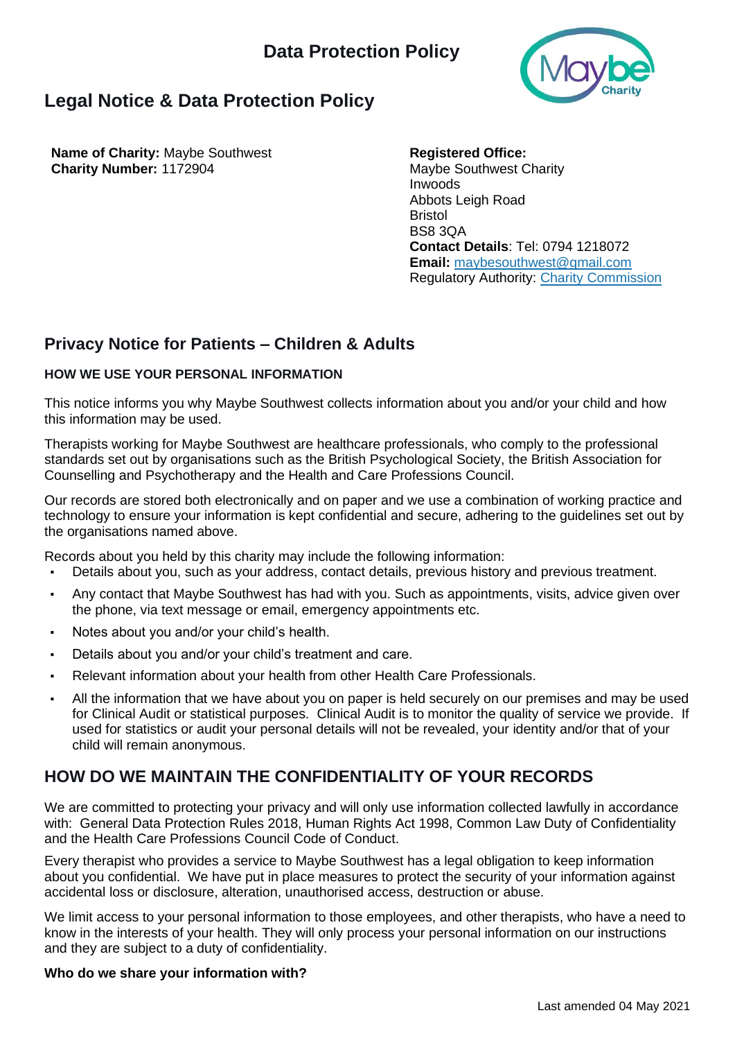# Data Protection Policy

## Legal Notice & Data Protection Policy

**Name of Charity:** Maybe Southwest
**Charity Number:** 1172904

**Registered Office:**
Maybe Southwest Charity
Inwoods
Abbots Leigh Road
Bristol
BS8 3QA
**Contact Details**: Tel: 0794 1218072
**Email:** maybesouthwest@gmail.com
Regulatory Authority: Charity Commission

## Privacy Notice for Patients – Children & Adults

**HOW WE USE YOUR PERSONAL INFORMATION**

This notice informs you why Maybe Southwest collects information about you and/or your child and how this information may be used.

Therapists working for Maybe Southwest are healthcare professionals, who comply to the professional standards set out by organisations such as the British Psychological Society, the British Association for Counselling and Psychotherapy and the Health and Care Professions Council.

Our records are stored both electronically and on paper and we use a combination of working practice and technology to ensure your information is kept confidential and secure, adhering to the guidelines set out by the organisations named above.

Records about you held by this charity may include the following information:

- Details about you, such as your address, contact details, previous history and previous treatment.
- Any contact that Maybe Southwest has had with you. Such as appointments, visits, advice given over the phone, via text message or email, emergency appointments etc.
- Notes about you and/or your child's health.
- Details about you and/or your child's treatment and care.
- Relevant information about your health from other Health Care Professionals.
- All the information that we have about you on paper is held securely on our premises and may be used for Clinical Audit or statistical purposes. Clinical Audit is to monitor the quality of service we provide. If used for statistics or audit your personal details will not be revealed, your identity and/or that of your child will remain anonymous.

## HOW DO WE MAINTAIN THE CONFIDENTIALITY OF YOUR RECORDS

We are committed to protecting your privacy and will only use information collected lawfully in accordance with: General Data Protection Rules 2018, Human Rights Act 1998, Common Law Duty of Confidentiality and the Health Care Professions Council Code of Conduct.

Every therapist who provides a service to Maybe Southwest has a legal obligation to keep information about you confidential. We have put in place measures to protect the security of your information against accidental loss or disclosure, alteration, unauthorised access, destruction or abuse.

We limit access to your personal information to those employees, and other therapists, who have a need to know in the interests of your health. They will only process your personal information on our instructions and they are subject to a duty of confidentiality.

**Who do we share your information with?**

Last amended 04 May 2021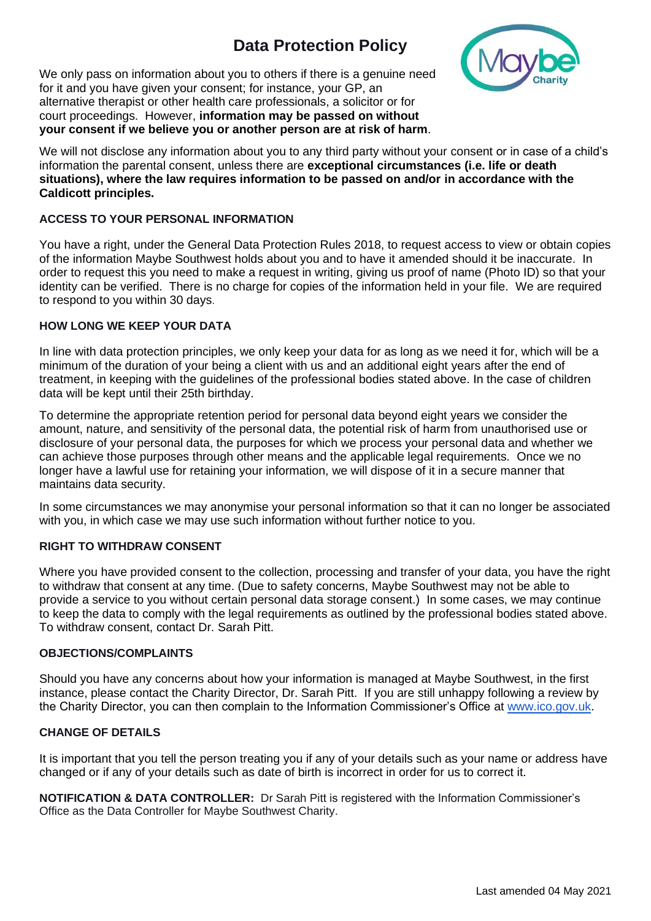# Data Protection Policy

We only pass on information about you to others if there is a genuine need for it and you have given your consent; for instance, your GP, an alternative therapist or other health care professionals, a solicitor or for court proceedings. However, **information may be passed on without your consent if we believe you or another person are at risk of harm**.

We will not disclose any information about you to any third party without your consent or in case of a child's information the parental consent, unless there are **exceptional circumstances (i.e. life or death situations), where the law requires information to be passed on and/or in accordance with the Caldicott principles.**

### ACCESS TO YOUR PERSONAL INFORMATION

You have a right, under the General Data Protection Rules 2018, to request access to view or obtain copies of the information Maybe Southwest holds about you and to have it amended should it be inaccurate. In order to request this you need to make a request in writing, giving us proof of name (Photo ID) so that your identity can be verified. There is no charge for copies of the information held in your file. We are required to respond to you within 30 days.

### HOW LONG WE KEEP YOUR DATA

In line with data protection principles, we only keep your data for as long as we need it for, which will be a minimum of the duration of your being a client with us and an additional eight years after the end of treatment, in keeping with the guidelines of the professional bodies stated above. In the case of children data will be kept until their 25th birthday.

To determine the appropriate retention period for personal data beyond eight years we consider the amount, nature, and sensitivity of the personal data, the potential risk of harm from unauthorised use or disclosure of your personal data, the purposes for which we process your personal data and whether we can achieve those purposes through other means and the applicable legal requirements. Once we no longer have a lawful use for retaining your information, we will dispose of it in a secure manner that maintains data security.

In some circumstances we may anonymise your personal information so that it can no longer be associated with you, in which case we may use such information without further notice to you.

### RIGHT TO WITHDRAW CONSENT

Where you have provided consent to the collection, processing and transfer of your data, you have the right to withdraw that consent at any time. (Due to safety concerns, Maybe Southwest may not be able to provide a service to you without certain personal data storage consent.) In some cases, we may continue to keep the data to comply with the legal requirements as outlined by the professional bodies stated above. To withdraw consent, contact Dr. Sarah Pitt.

### OBJECTIONS/COMPLAINTS

Should you have any concerns about how your information is managed at Maybe Southwest, in the first instance, please contact the Charity Director, Dr. Sarah Pitt. If you are still unhappy following a review by the Charity Director, you can then complain to the Information Commissioner's Office at www.ico.gov.uk.

### CHANGE OF DETAILS

It is important that you tell the person treating you if any of your details such as your name or address have changed or if any of your details such as date of birth is incorrect in order for us to correct it.

**NOTIFICATION & DATA CONTROLLER:** Dr Sarah Pitt is registered with the Information Commissioner's Office as the Data Controller for Maybe Southwest Charity.

Last amended 04 May 2021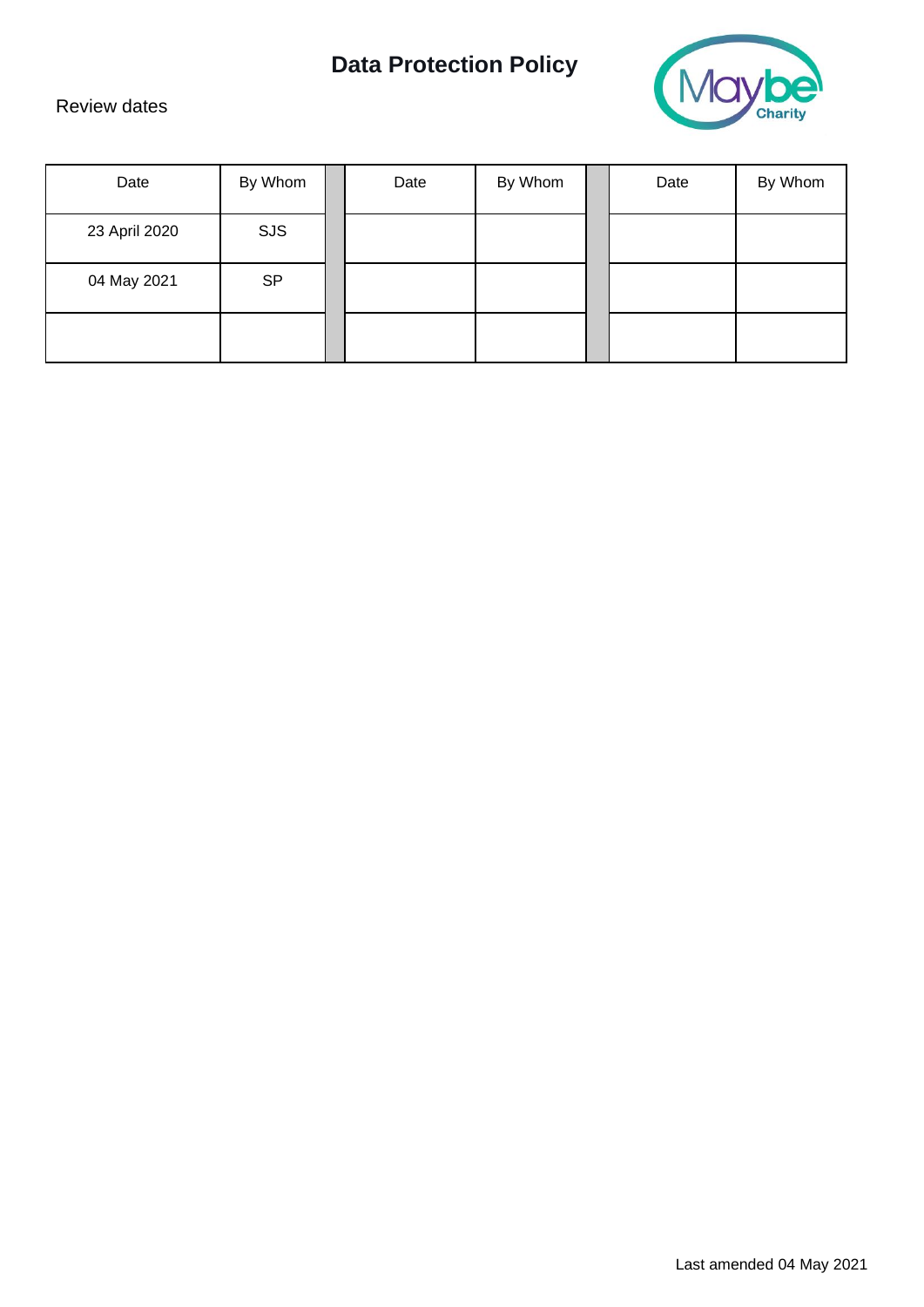Review dates

| Date | By Whom | Date | By Whom | Date | By Whom |
|---|---|---|---|---|---|
| 23 April 2020 | SJS | | | | |
| 04 May 2021 | SP | | | | |
| | | | | | |